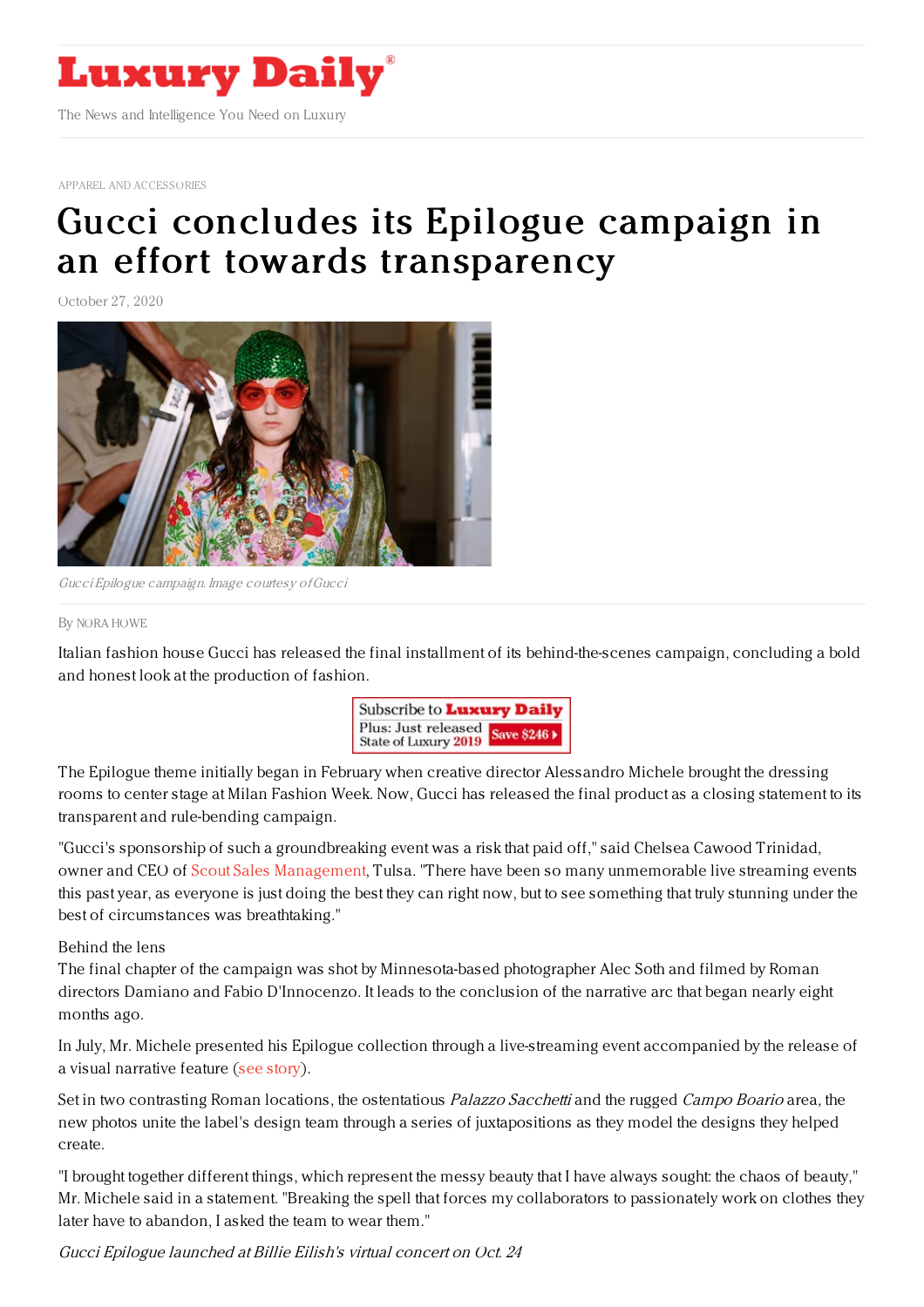# Luxury Daily

The News and Intelligence You Need on Luxury

APPAREL AND ACCESSORIES

# Gucci concludes its Epilogue campaign in an effort towards transparency

October 27, 2020

*Gucci Epilogue campaign. Image courtesy of Gucci*

By NORA HOWE

Italian fashion house Gucci has released the final installment of its behind-the-scenes campaign, concluding a bold and honest look at the production of fashion.

The Epilogue theme initially began in February when creative director Alessandro Michele brought the dressing rooms to center stage at Milan Fashion Week. Now, Gucci has released the final product as a closing statement to its transparent and rule-bending campaign.

"Gucci's sponsorship of such a groundbreaking event was a risk that paid off," said Chelsea Cawood Trinidad, owner and CEO of Scout Sales Management, Tulsa. "There have been so many unmemorable live streaming events this past year, as everyone is just doing the best they can right now, but to see something that truly stunning under the best of circumstances was breathtaking."

## Behind the lens

The final chapter of the campaign was shot by Minnesota-based photographer Alec Soth and filmed by Roman directors Damiano and Fabio D'Innocenzo. It leads to the conclusion of the narrative arc that began nearly eight months ago.

In July, Mr. Michele presented his Epilogue collection through a live-streaming event accompanied by the release of a visual narrative feature (see story).

Set in two contrasting Roman locations, the ostentatious *Palazzo Sacchetti* and the rugged *Campo Boario* area, the new photos unite the label's design team through a series of juxtapositions as they model the designs they helped create.

"I brought together different things, which represent the messy beauty that I have always sought: the chaos of beauty," Mr. Michele said in a statement. "Breaking the spell that forces my collaborators to passionately work on clothes they later have to abandon, I asked the team to wear them."

*Gucci Epilogue launched at Billie Eilish's virtual concert on Oct. 24*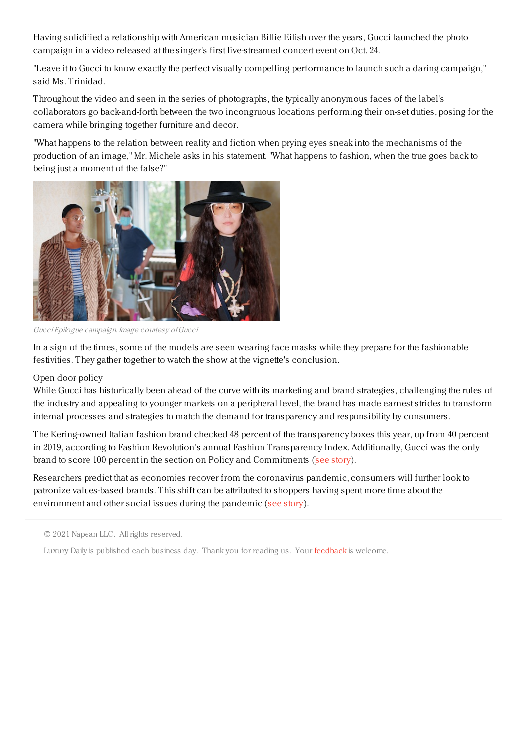Having solidified a relationship with American musician Billie Eilish over the years, Gucci launched the photo campaign in a video released at the singer's first live-streamed concert event on Oct. 24.

"Leave it to Gucci to know exactly the perfect visually compelling performance to launch such a daring campaign," said Ms. Trinidad.

Throughout the video and seen in the series of photographs, the typically anonymous faces of the label's collaborators go back-and-forth between the two incongruous locations performing their on-set duties, posing for the camera while bringing together furniture and decor.

"What happens to the relation between reality and fiction when prying eyes sneak into the mechanisms of the production of an image," Mr. Michele asks in his statement. "What happens to fashion, when the true goes back to being just a moment of the false?"

*Gucci Epilogue campaign. Image courtesy of Gucci*

In a sign of the times, some of the models are seen wearing face masks while they prepare for the fashionable festivities. They gather together to watch the show at the vignette's conclusion.

## Open door policy

While Gucci has historically been ahead of the curve with its marketing and brand strategies, challenging the rules of the industry and appealing to younger markets on a peripheral level, the brand has made earnest strides to transform internal processes and strategies to match the demand for transparency and responsibility by consumers.

The Kering-owned Italian fashion brand checked 48 percent of the transparency boxes this year, up from 40 percent in 2019, according to Fashion Revolution's annual Fashion Transparency Index. Additionally, Gucci was the only brand to score 100 percent in the section on Policy and Commitments (see story).

Researchers predict that as economies recover from the coronavirus pandemic, consumers will further look to patronize values-based brands. This shift can be attributed to shoppers having spent more time about the environment and other social issues during the pandemic (see story).

© 2021 Napean LLC. All rights reserved.

Luxury Daily is published each business day. Thank you for reading us. Your feedback is welcome.